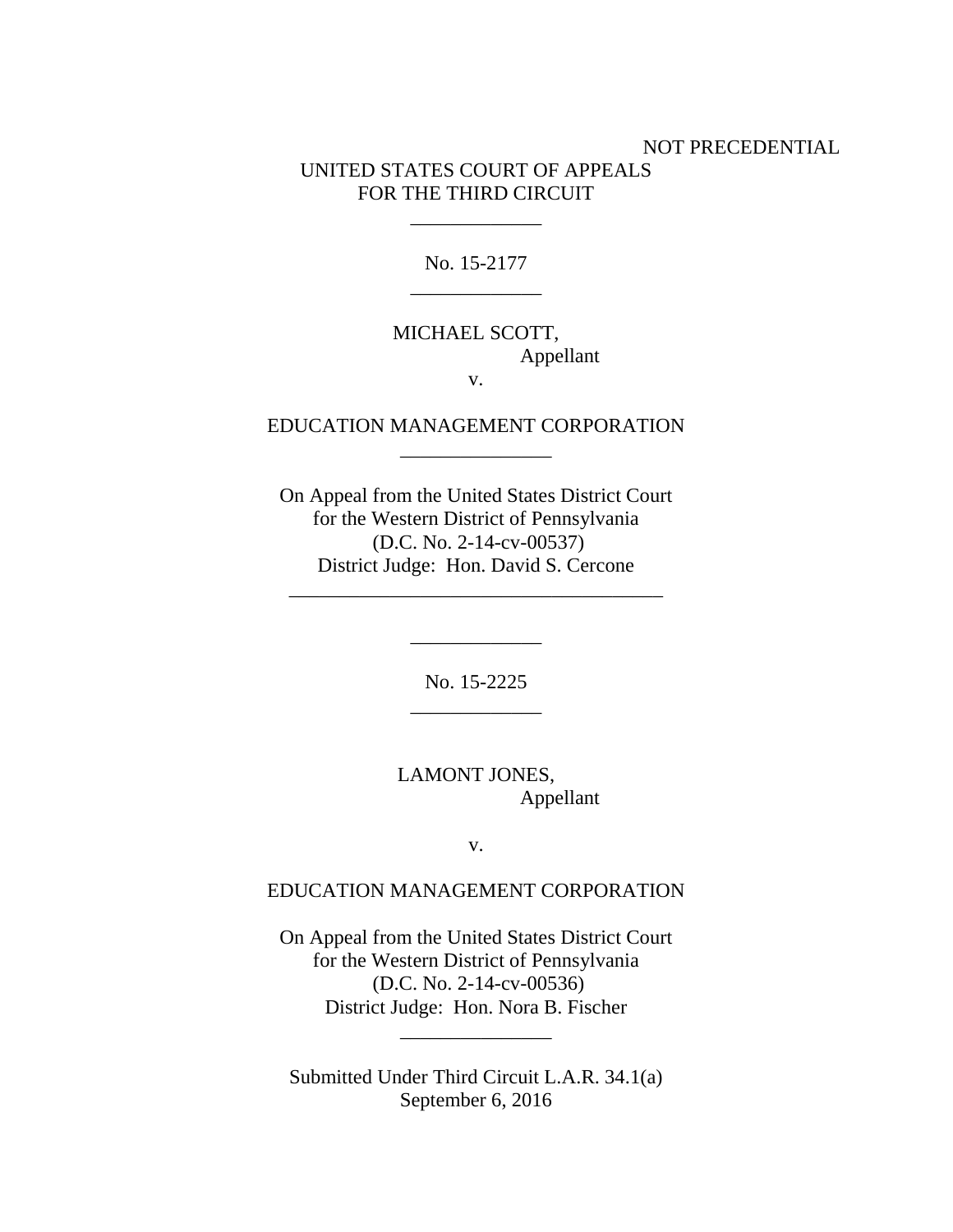NOT PRECEDENTIAL

UNITED STATES COURT OF APPEALS
FOR THE THIRD CIRCUIT

\_\_\_\_\_\_\_\_\_\_\_\_\_

No. 15-2177

\_\_\_\_\_\_\_\_\_\_\_\_\_

MICHAEL SCOTT,
Appellant

v.

EDUCATION MANAGEMENT CORPORATION

\_\_\_\_\_\_\_\_\_\_\_\_\_\_\_

On Appeal from the United States District Court
for the Western District of Pennsylvania
(D.C. No. 2-14-cv-00537)
District Judge: Hon. David S. Cercone

\_\_\_\_\_\_\_\_\_\_\_\_\_\_\_\_\_\_\_\_\_\_\_\_\_\_\_\_\_\_\_\_\_\_\_\_\_\_

\_\_\_\_\_\_\_\_\_\_\_\_\_

No. 15-2225

\_\_\_\_\_\_\_\_\_\_\_\_\_

LAMONT JONES,
Appellant

v.

EDUCATION MANAGEMENT CORPORATION

On Appeal from the United States District Court
for the Western District of Pennsylvania
(D.C. No. 2-14-cv-00536)
District Judge: Hon. Nora B. Fischer

\_\_\_\_\_\_\_\_\_\_\_\_\_\_\_

Submitted Under Third Circuit L.A.R. 34.1(a)
September 6, 2016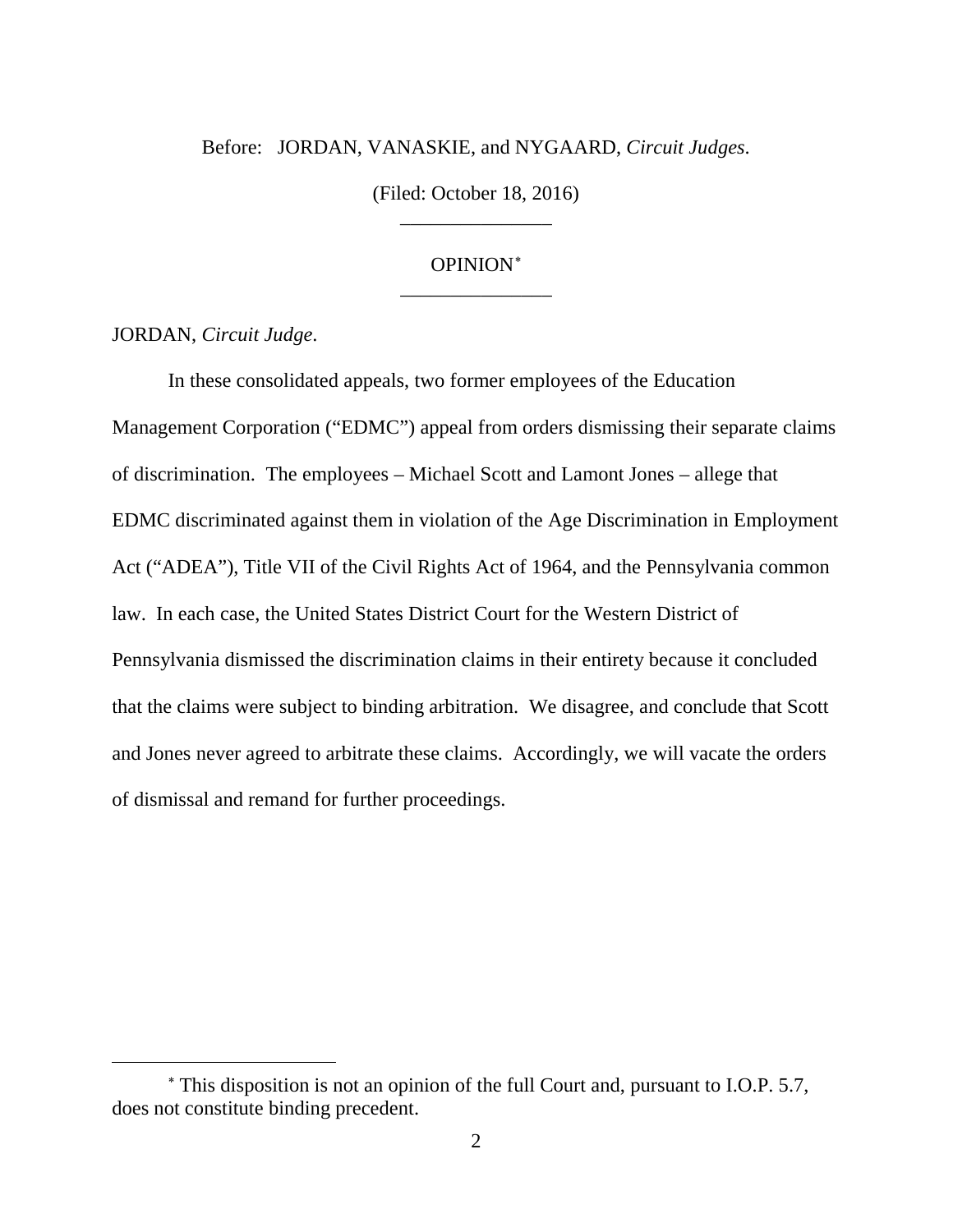Before: JORDAN, VANASKIE, and NYGAARD, *Circuit Judges*.

(Filed: October 18, 2016)

---

OPINION[*]

---

JORDAN, *Circuit Judge*.

In these consolidated appeals, two former employees of the Education Management Corporation ("EDMC") appeal from orders dismissing their separate claims of discrimination. The employees – Michael Scott and Lamont Jones – allege that EDMC discriminated against them in violation of the Age Discrimination in Employment Act ("ADEA"), Title VII of the Civil Rights Act of 1964, and the Pennsylvania common law. In each case, the United States District Court for the Western District of Pennsylvania dismissed the discrimination claims in their entirety because it concluded that the claims were subject to binding arbitration. We disagree, and conclude that Scott and Jones never agreed to arbitrate these claims. Accordingly, we will vacate the orders of dismissal and remand for further proceedings.

---

[*] This disposition is not an opinion of the full Court and, pursuant to I.O.P. 5.7, does not constitute binding precedent.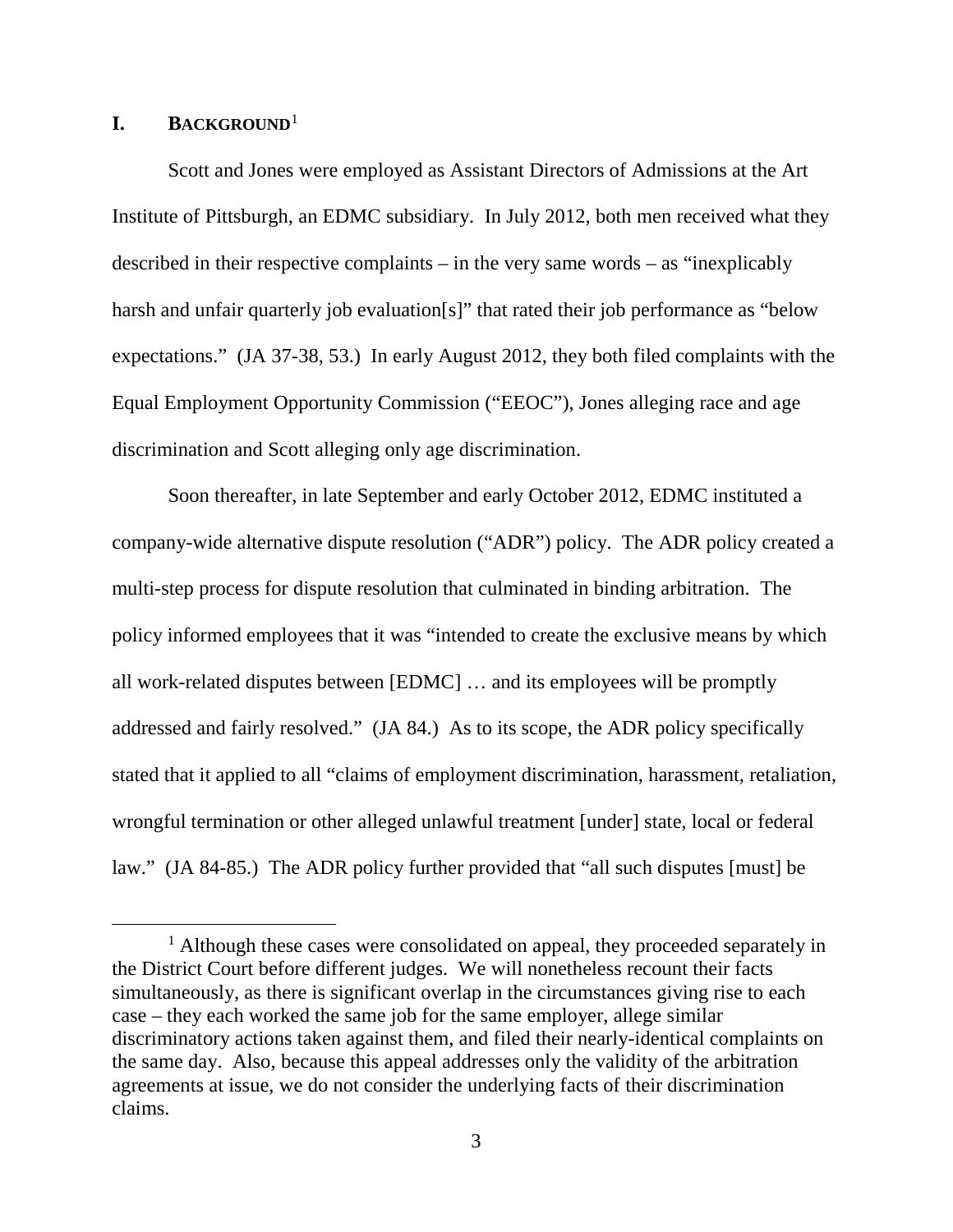## I. BACKGROUND[1]

Scott and Jones were employed as Assistant Directors of Admissions at the Art Institute of Pittsburgh, an EDMC subsidiary. In July 2012, both men received what they described in their respective complaints – in the very same words – as "inexplicably harsh and unfair quarterly job evaluation[s]" that rated their job performance as "below expectations." (JA 37-38, 53.) In early August 2012, they both filed complaints with the Equal Employment Opportunity Commission ("EEOC"), Jones alleging race and age discrimination and Scott alleging only age discrimination.

Soon thereafter, in late September and early October 2012, EDMC instituted a company-wide alternative dispute resolution ("ADR") policy. The ADR policy created a multi-step process for dispute resolution that culminated in binding arbitration. The policy informed employees that it was "intended to create the exclusive means by which all work-related disputes between [EDMC] … and its employees will be promptly addressed and fairly resolved." (JA 84.) As to its scope, the ADR policy specifically stated that it applied to all "claims of employment discrimination, harassment, retaliation, wrongful termination or other alleged unlawful treatment [under] state, local or federal law." (JA 84-85.) The ADR policy further provided that "all such disputes [must] be

[1] Although these cases were consolidated on appeal, they proceeded separately in the District Court before different judges. We will nonetheless recount their facts simultaneously, as there is significant overlap in the circumstances giving rise to each case – they each worked the same job for the same employer, allege similar discriminatory actions taken against them, and filed their nearly-identical complaints on the same day. Also, because this appeal addresses only the validity of the arbitration agreements at issue, we do not consider the underlying facts of their discrimination claims.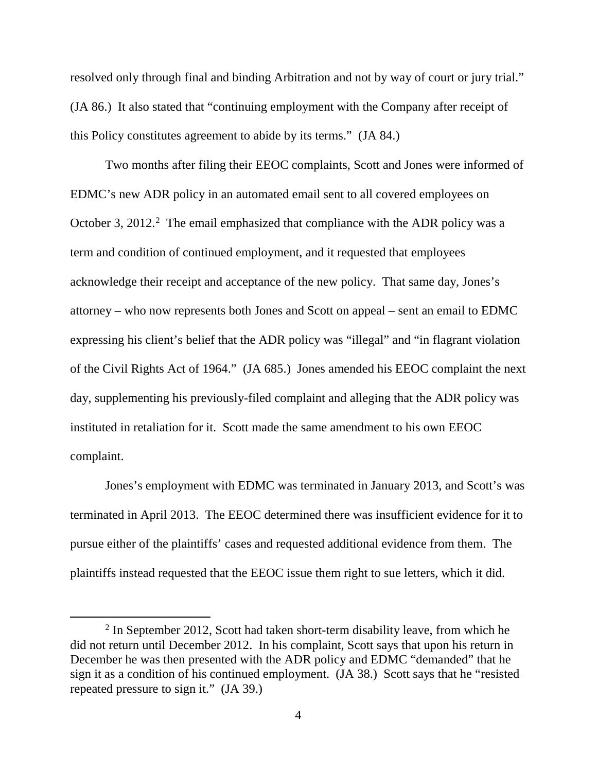resolved only through final and binding Arbitration and not by way of court or jury trial." (JA 86.) It also stated that "continuing employment with the Company after receipt of this Policy constitutes agreement to abide by its terms." (JA 84.)

Two months after filing their EEOC complaints, Scott and Jones were informed of EDMC's new ADR policy in an automated email sent to all covered employees on October 3, 2012.[2] The email emphasized that compliance with the ADR policy was a term and condition of continued employment, and it requested that employees acknowledge their receipt and acceptance of the new policy. That same day, Jones's attorney – who now represents both Jones and Scott on appeal – sent an email to EDMC expressing his client's belief that the ADR policy was "illegal" and "in flagrant violation of the Civil Rights Act of 1964." (JA 685.) Jones amended his EEOC complaint the next day, supplementing his previously-filed complaint and alleging that the ADR policy was instituted in retaliation for it. Scott made the same amendment to his own EEOC complaint.

Jones's employment with EDMC was terminated in January 2013, and Scott's was terminated in April 2013. The EEOC determined there was insufficient evidence for it to pursue either of the plaintiffs' cases and requested additional evidence from them. The plaintiffs instead requested that the EEOC issue them right to sue letters, which it did.

---

[2] In September 2012, Scott had taken short-term disability leave, from which he did not return until December 2012. In his complaint, Scott says that upon his return in December he was then presented with the ADR policy and EDMC "demanded" that he sign it as a condition of his continued employment. (JA 38.) Scott says that he "resisted repeated pressure to sign it." (JA 39.)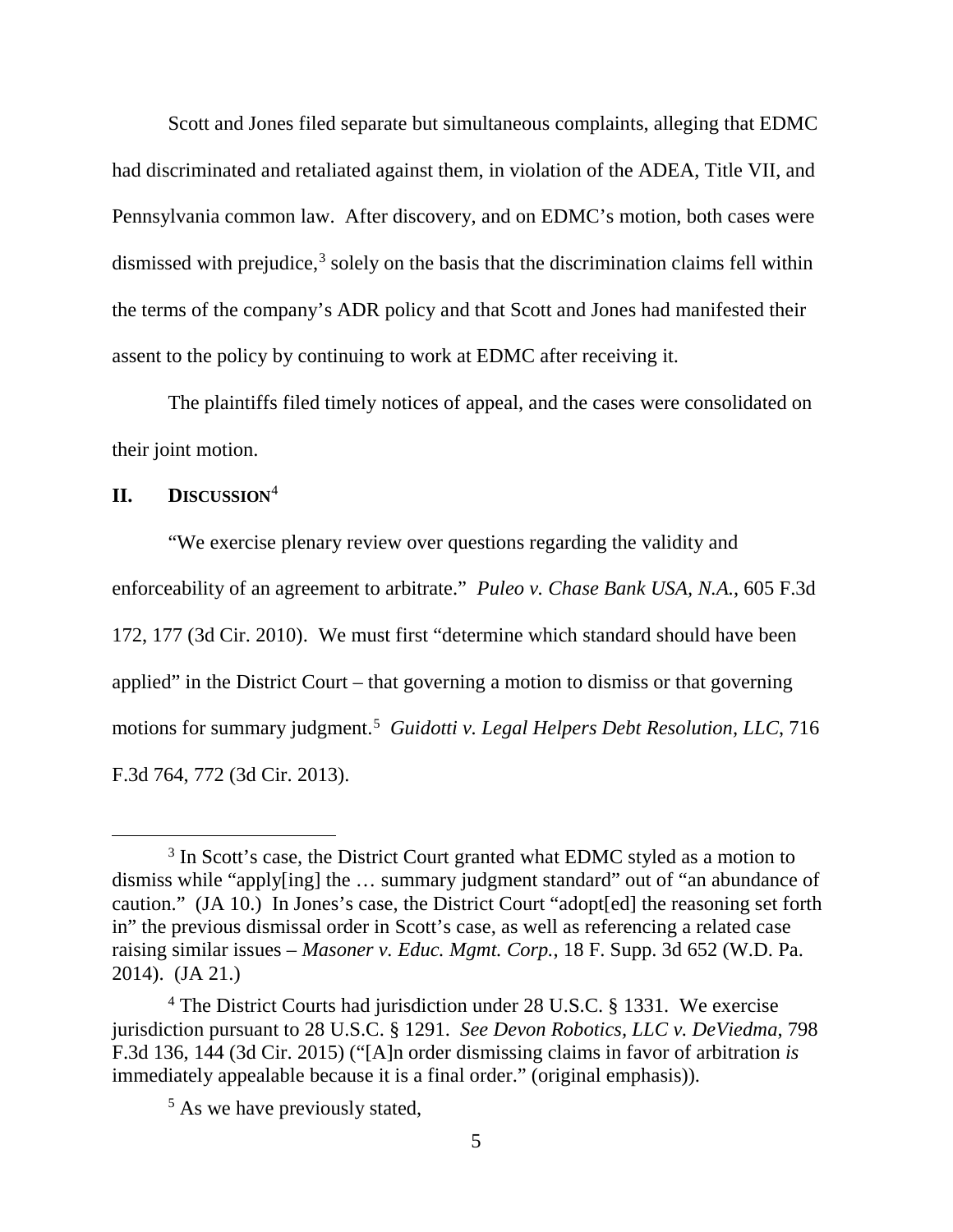Scott and Jones filed separate but simultaneous complaints, alleging that EDMC had discriminated and retaliated against them, in violation of the ADEA, Title VII, and Pennsylvania common law. After discovery, and on EDMC's motion, both cases were dismissed with prejudice,[3] solely on the basis that the discrimination claims fell within the terms of the company's ADR policy and that Scott and Jones had manifested their assent to the policy by continuing to work at EDMC after receiving it.

The plaintiffs filed timely notices of appeal, and the cases were consolidated on their joint motion.

## II. DISCUSSION[4]

"We exercise plenary review over questions regarding the validity and enforceability of an agreement to arbitrate." *Puleo v. Chase Bank USA, N.A.*, 605 F.3d 172, 177 (3d Cir. 2010). We must first "determine which standard should have been applied" in the District Court – that governing a motion to dismiss or that governing motions for summary judgment.[5] *Guidotti v. Legal Helpers Debt Resolution, LLC*, 716 F.3d 764, 772 (3d Cir. 2013).

---

[3] In Scott's case, the District Court granted what EDMC styled as a motion to dismiss while "apply[ing] the … summary judgment standard" out of "an abundance of caution." (JA 10.) In Jones's case, the District Court "adopt[ed] the reasoning set forth in" the previous dismissal order in Scott's case, as well as referencing a related case raising similar issues – *Masoner v. Educ. Mgmt. Corp.*, 18 F. Supp. 3d 652 (W.D. Pa. 2014). (JA 21.)

[4] The District Courts had jurisdiction under 28 U.S.C. § 1331. We exercise jurisdiction pursuant to 28 U.S.C. § 1291. *See Devon Robotics, LLC v. DeViedma*, 798 F.3d 136, 144 (3d Cir. 2015) ("[A]n order dismissing claims in favor of arbitration *is* immediately appealable because it is a final order." (original emphasis)).

[5] As we have previously stated,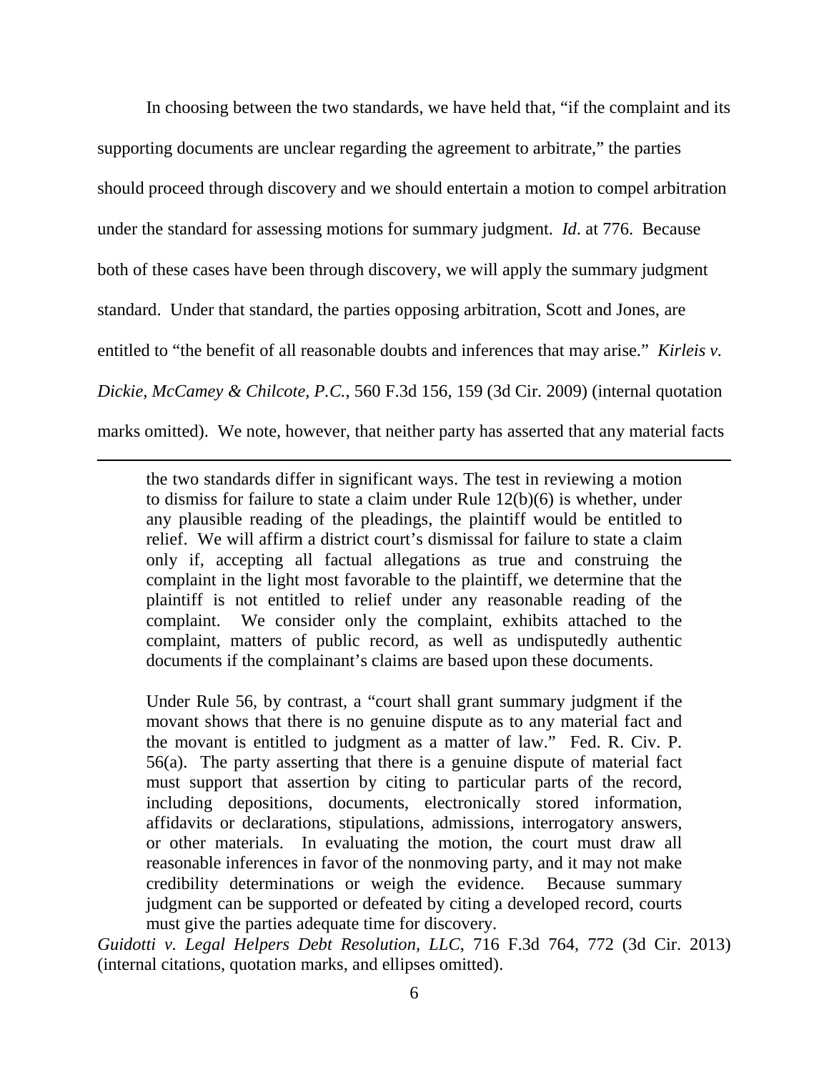In choosing between the two standards, we have held that, "if the complaint and its supporting documents are unclear regarding the agreement to arbitrate," the parties should proceed through discovery and we should entertain a motion to compel arbitration under the standard for assessing motions for summary judgment. *Id*. at 776. Because both of these cases have been through discovery, we will apply the summary judgment standard. Under that standard, the parties opposing arbitration, Scott and Jones, are entitled to "the benefit of all reasonable doubts and inferences that may arise." *Kirleis v. Dickie, McCamey & Chilcote, P.C.*, 560 F.3d 156, 159 (3d Cir. 2009) (internal quotation marks omitted). We note, however, that neither party has asserted that any material facts

---

> the two standards differ in significant ways. The test in reviewing a motion to dismiss for failure to state a claim under Rule 12(b)(6) is whether, under any plausible reading of the pleadings, the plaintiff would be entitled to relief. We will affirm a district court's dismissal for failure to state a claim only if, accepting all factual allegations as true and construing the complaint in the light most favorable to the plaintiff, we determine that the plaintiff is not entitled to relief under any reasonable reading of the complaint. We consider only the complaint, exhibits attached to the complaint, matters of public record, as well as undisputedly authentic documents if the complainant's claims are based upon these documents.
>
> Under Rule 56, by contrast, a "court shall grant summary judgment if the movant shows that there is no genuine dispute as to any material fact and the movant is entitled to judgment as a matter of law." Fed. R. Civ. P. 56(a). The party asserting that there is a genuine dispute of material fact must support that assertion by citing to particular parts of the record, including depositions, documents, electronically stored information, affidavits or declarations, stipulations, admissions, interrogatory answers, or other materials. In evaluating the motion, the court must draw all reasonable inferences in favor of the nonmoving party, and it may not make credibility determinations or weigh the evidence. Because summary judgment can be supported or defeated by citing a developed record, courts must give the parties adequate time for discovery.

*Guidotti v. Legal Helpers Debt Resolution, LLC*, 716 F.3d 764, 772 (3d Cir. 2013) (internal citations, quotation marks, and ellipses omitted).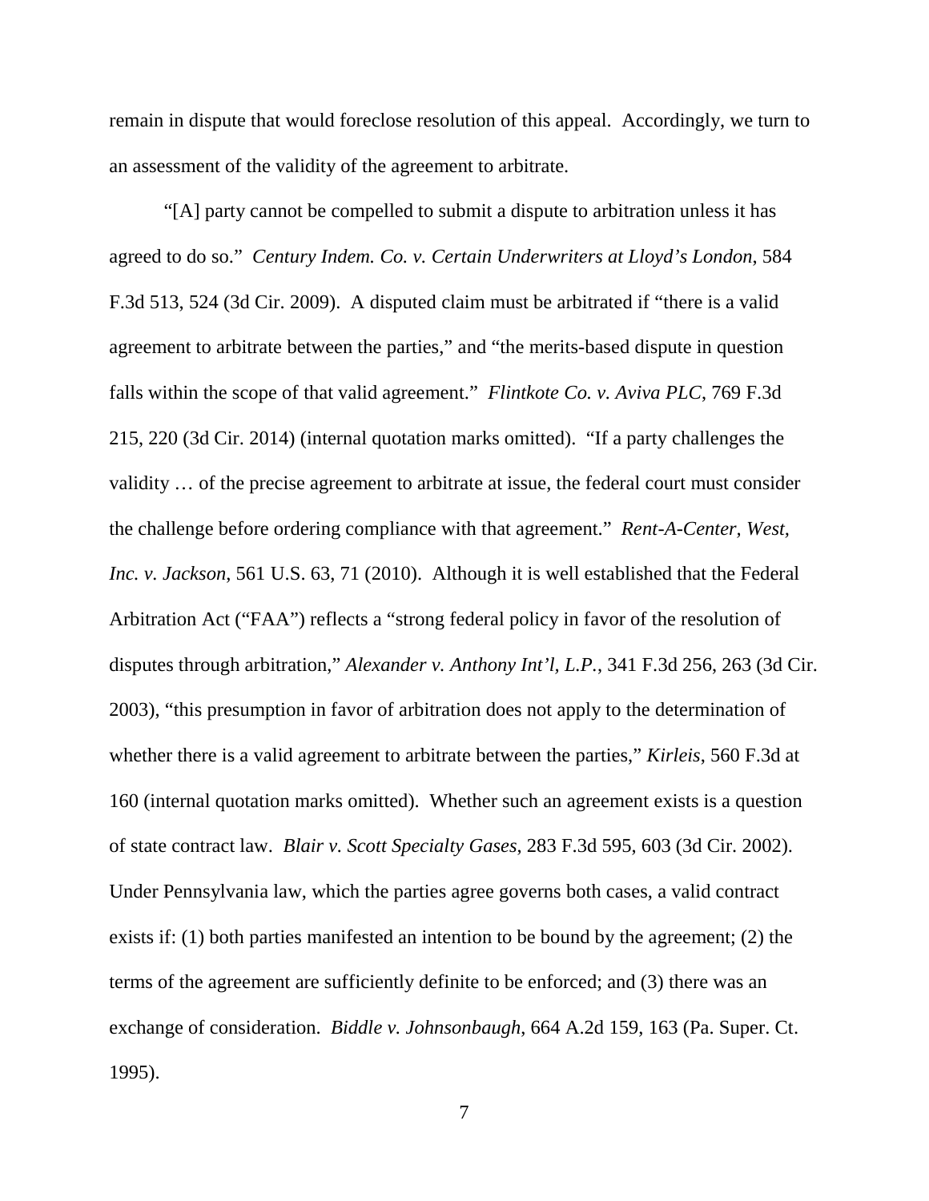remain in dispute that would foreclose resolution of this appeal. Accordingly, we turn to an assessment of the validity of the agreement to arbitrate.

"[A] party cannot be compelled to submit a dispute to arbitration unless it has agreed to do so." *Century Indem. Co. v. Certain Underwriters at Lloyd's London*, 584 F.3d 513, 524 (3d Cir. 2009). A disputed claim must be arbitrated if "there is a valid agreement to arbitrate between the parties," and "the merits-based dispute in question falls within the scope of that valid agreement." *Flintkote Co. v. Aviva PLC*, 769 F.3d 215, 220 (3d Cir. 2014) (internal quotation marks omitted). "If a party challenges the validity … of the precise agreement to arbitrate at issue, the federal court must consider the challenge before ordering compliance with that agreement." *Rent-A-Center, West, Inc. v. Jackson*, 561 U.S. 63, 71 (2010). Although it is well established that the Federal Arbitration Act ("FAA") reflects a "strong federal policy in favor of the resolution of disputes through arbitration," *Alexander v. Anthony Int'l, L.P.*, 341 F.3d 256, 263 (3d Cir. 2003), "this presumption in favor of arbitration does not apply to the determination of whether there is a valid agreement to arbitrate between the parties," *Kirleis*, 560 F.3d at 160 (internal quotation marks omitted). Whether such an agreement exists is a question of state contract law. *Blair v. Scott Specialty Gases*, 283 F.3d 595, 603 (3d Cir. 2002). Under Pennsylvania law, which the parties agree governs both cases, a valid contract exists if: (1) both parties manifested an intention to be bound by the agreement; (2) the terms of the agreement are sufficiently definite to be enforced; and (3) there was an exchange of consideration. *Biddle v. Johnsonbaugh*, 664 A.2d 159, 163 (Pa. Super. Ct. 1995).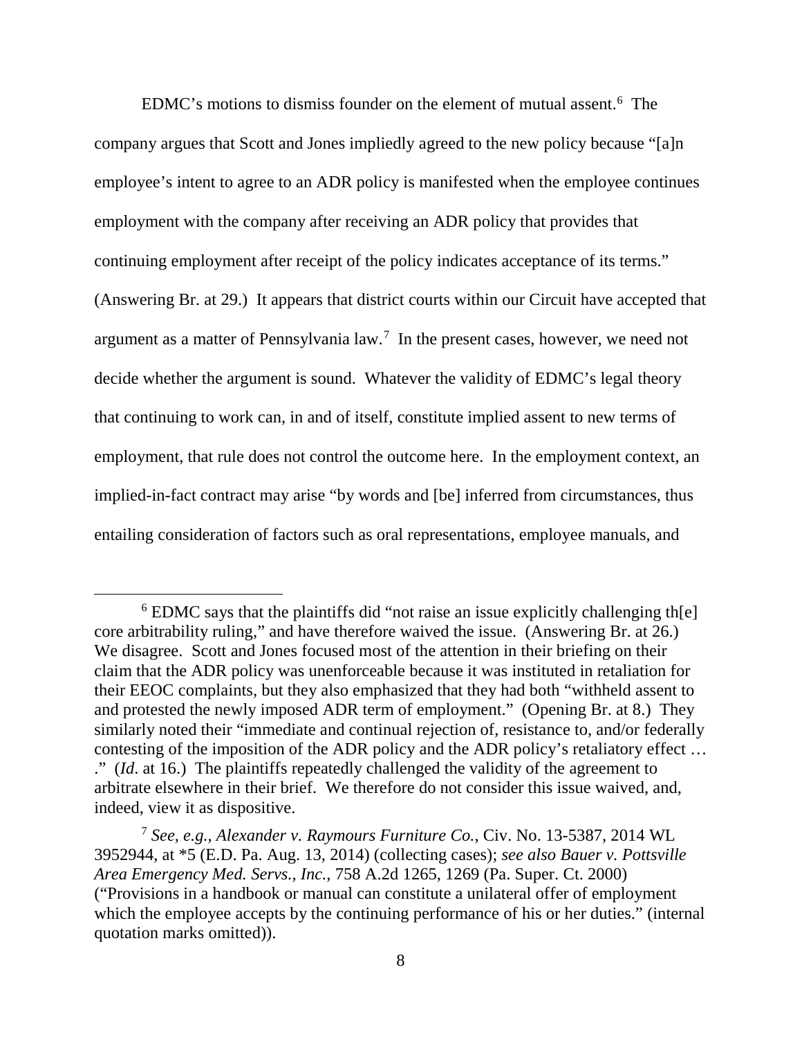EDMC's motions to dismiss founder on the element of mutual assent.[6] The company argues that Scott and Jones impliedly agreed to the new policy because "[a]n employee's intent to agree to an ADR policy is manifested when the employee continues employment with the company after receiving an ADR policy that provides that continuing employment after receipt of the policy indicates acceptance of its terms." (Answering Br. at 29.) It appears that district courts within our Circuit have accepted that argument as a matter of Pennsylvania law.[7] In the present cases, however, we need not decide whether the argument is sound. Whatever the validity of EDMC's legal theory that continuing to work can, in and of itself, constitute implied assent to new terms of employment, that rule does not control the outcome here. In the employment context, an implied-in-fact contract may arise "by words and [be] inferred from circumstances, thus entailing consideration of factors such as oral representations, employee manuals, and

---

[6] EDMC says that the plaintiffs did "not raise an issue explicitly challenging th[e] core arbitrability ruling," and have therefore waived the issue. (Answering Br. at 26.) We disagree. Scott and Jones focused most of the attention in their briefing on their claim that the ADR policy was unenforceable because it was instituted in retaliation for their EEOC complaints, but they also emphasized that they had both "withheld assent to and protested the newly imposed ADR term of employment." (Opening Br. at 8.) They similarly noted their "immediate and continual rejection of, resistance to, and/or federally contesting of the imposition of the ADR policy and the ADR policy's retaliatory effect … ." (*Id.* at 16.) The plaintiffs repeatedly challenged the validity of the agreement to arbitrate elsewhere in their brief. We therefore do not consider this issue waived, and, indeed, view it as dispositive.

[7] *See, e.g.*, *Alexander v. Raymours Furniture Co.*, Civ. No. 13-5387, 2014 WL 3952944, at *5 (E.D. Pa. Aug. 13, 2014) (collecting cases); *see also Bauer v. Pottsville Area Emergency Med. Servs., Inc.*, 758 A.2d 1265, 1269 (Pa. Super. Ct. 2000) ("Provisions in a handbook or manual can constitute a unilateral offer of employment which the employee accepts by the continuing performance of his or her duties." (internal quotation marks omitted)).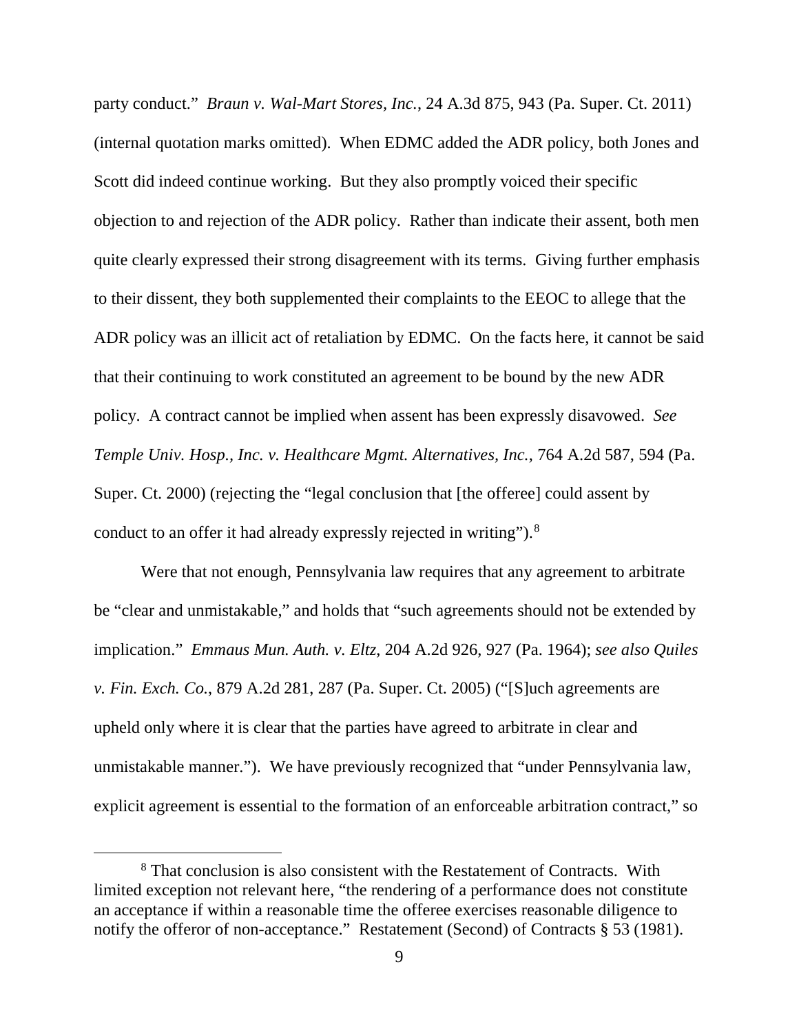party conduct." *Braun v. Wal-Mart Stores, Inc.*, 24 A.3d 875, 943 (Pa. Super. Ct. 2011) (internal quotation marks omitted). When EDMC added the ADR policy, both Jones and Scott did indeed continue working. But they also promptly voiced their specific objection to and rejection of the ADR policy. Rather than indicate their assent, both men quite clearly expressed their strong disagreement with its terms. Giving further emphasis to their dissent, they both supplemented their complaints to the EEOC to allege that the ADR policy was an illicit act of retaliation by EDMC. On the facts here, it cannot be said that their continuing to work constituted an agreement to be bound by the new ADR policy. A contract cannot be implied when assent has been expressly disavowed. *See Temple Univ. Hosp., Inc. v. Healthcare Mgmt. Alternatives, Inc.*, 764 A.2d 587, 594 (Pa. Super. Ct. 2000) (rejecting the "legal conclusion that [the offeree] could assent by conduct to an offer it had already expressly rejected in writing").[8]

Were that not enough, Pennsylvania law requires that any agreement to arbitrate be "clear and unmistakable," and holds that "such agreements should not be extended by implication." *Emmaus Mun. Auth. v. Eltz*, 204 A.2d 926, 927 (Pa. 1964); *see also Quiles v. Fin. Exch. Co.*, 879 A.2d 281, 287 (Pa. Super. Ct. 2005) ("[S]uch agreements are upheld only where it is clear that the parties have agreed to arbitrate in clear and unmistakable manner."). We have previously recognized that "under Pennsylvania law, explicit agreement is essential to the formation of an enforceable arbitration contract," so

[8] That conclusion is also consistent with the Restatement of Contracts. With limited exception not relevant here, "the rendering of a performance does not constitute an acceptance if within a reasonable time the offeree exercises reasonable diligence to notify the offeror of non-acceptance." Restatement (Second) of Contracts § 53 (1981).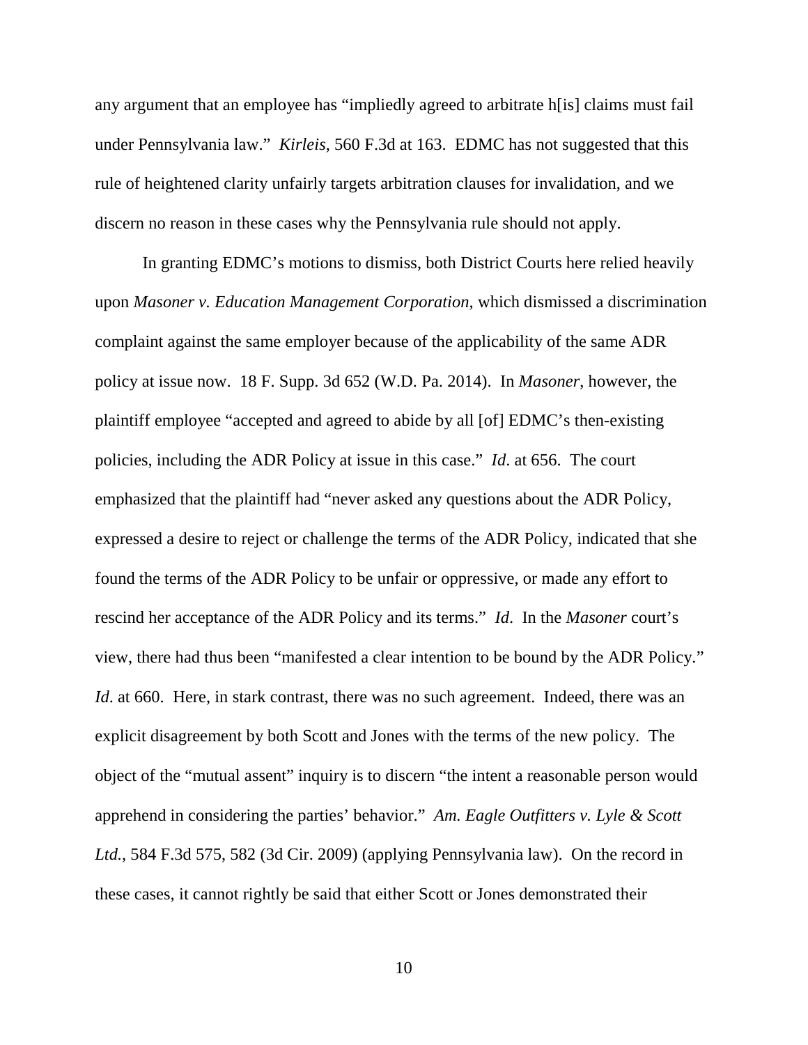any argument that an employee has "impliedly agreed to arbitrate h[is] claims must fail under Pennsylvania law." *Kirleis*, 560 F.3d at 163. EDMC has not suggested that this rule of heightened clarity unfairly targets arbitration clauses for invalidation, and we discern no reason in these cases why the Pennsylvania rule should not apply.

In granting EDMC's motions to dismiss, both District Courts here relied heavily upon *Masoner v. Education Management Corporation*, which dismissed a discrimination complaint against the same employer because of the applicability of the same ADR policy at issue now. 18 F. Supp. 3d 652 (W.D. Pa. 2014). In *Masoner*, however, the plaintiff employee "accepted and agreed to abide by all [of] EDMC's then-existing policies, including the ADR Policy at issue in this case." *Id*. at 656. The court emphasized that the plaintiff had "never asked any questions about the ADR Policy, expressed a desire to reject or challenge the terms of the ADR Policy, indicated that she found the terms of the ADR Policy to be unfair or oppressive, or made any effort to rescind her acceptance of the ADR Policy and its terms." *Id*. In the *Masoner* court's view, there had thus been "manifested a clear intention to be bound by the ADR Policy." *Id*. at 660. Here, in stark contrast, there was no such agreement. Indeed, there was an explicit disagreement by both Scott and Jones with the terms of the new policy. The object of the "mutual assent" inquiry is to discern "the intent a reasonable person would apprehend in considering the parties' behavior." *Am. Eagle Outfitters v. Lyle & Scott Ltd.*, 584 F.3d 575, 582 (3d Cir. 2009) (applying Pennsylvania law). On the record in these cases, it cannot rightly be said that either Scott or Jones demonstrated their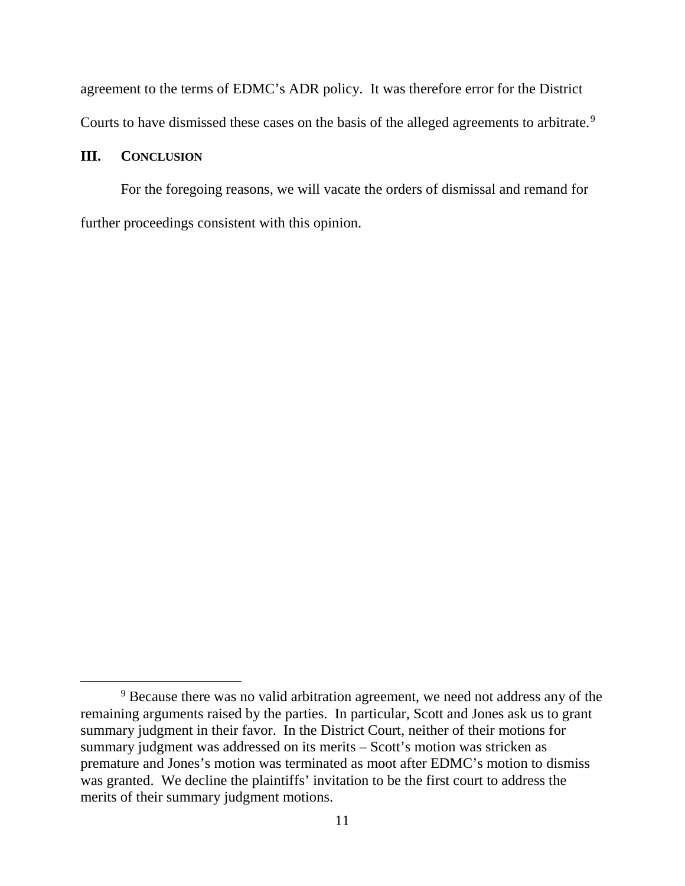agreement to the terms of EDMC's ADR policy. It was therefore error for the District Courts to have dismissed these cases on the basis of the alleged agreements to arbitrate.[9]

## III. CONCLUSION

For the foregoing reasons, we will vacate the orders of dismissal and remand for further proceedings consistent with this opinion.

[9] Because there was no valid arbitration agreement, we need not address any of the remaining arguments raised by the parties. In particular, Scott and Jones ask us to grant summary judgment in their favor. In the District Court, neither of their motions for summary judgment was addressed on its merits – Scott's motion was stricken as premature and Jones's motion was terminated as moot after EDMC's motion to dismiss was granted. We decline the plaintiffs' invitation to be the first court to address the merits of their summary judgment motions.